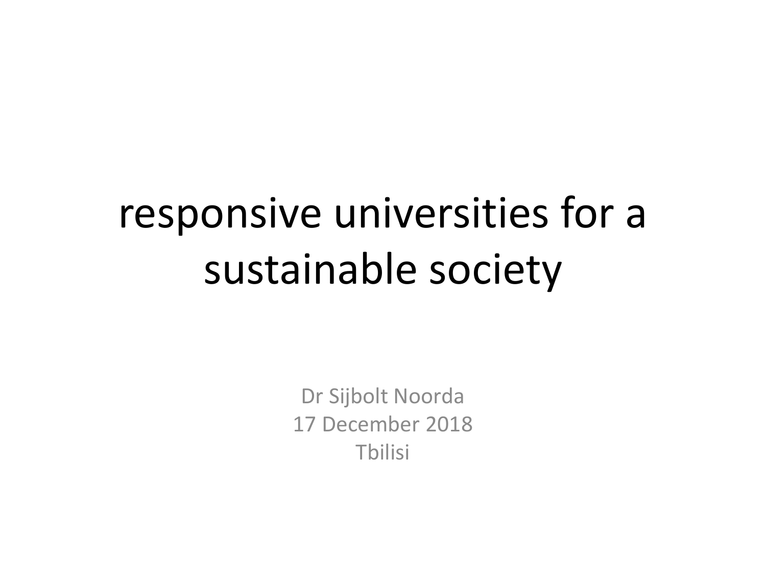# responsive universities for a sustainable society

Dr Sijbolt Noorda
17 December 2018
Tbilisi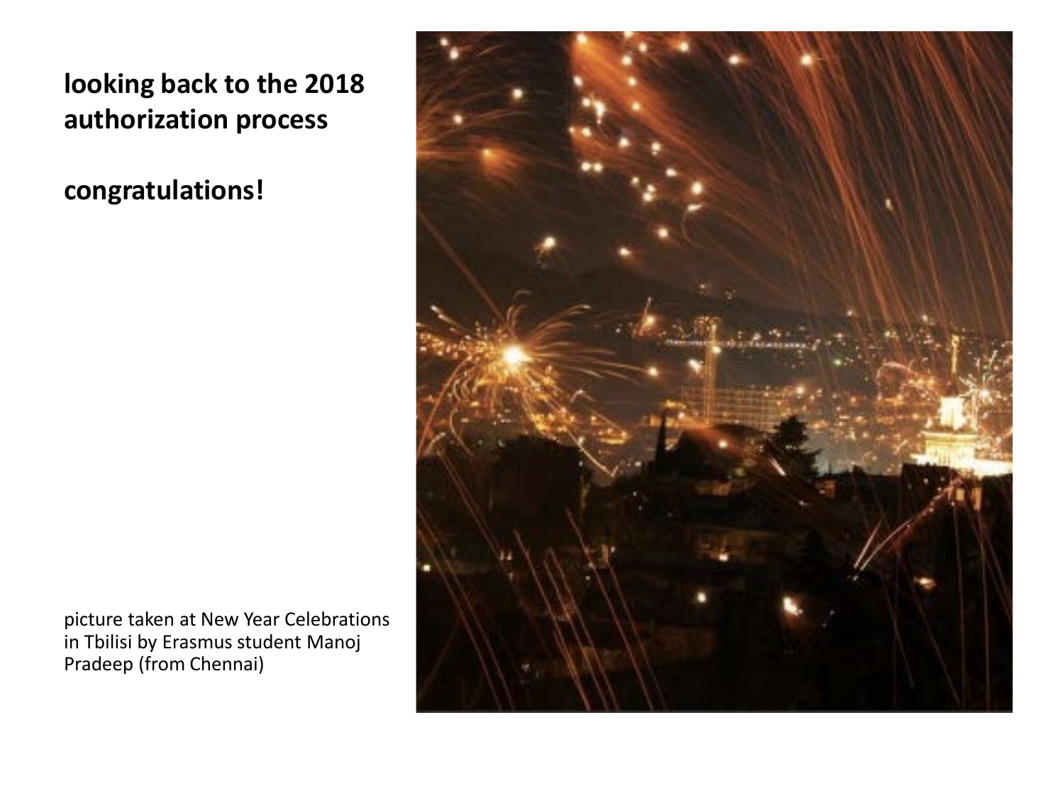**looking back to the 2018 authorization process**

**congratulations!**

picture taken at New Year Celebrations in Tbilisi by Erasmus student Manoj Pradeep (from Chennai)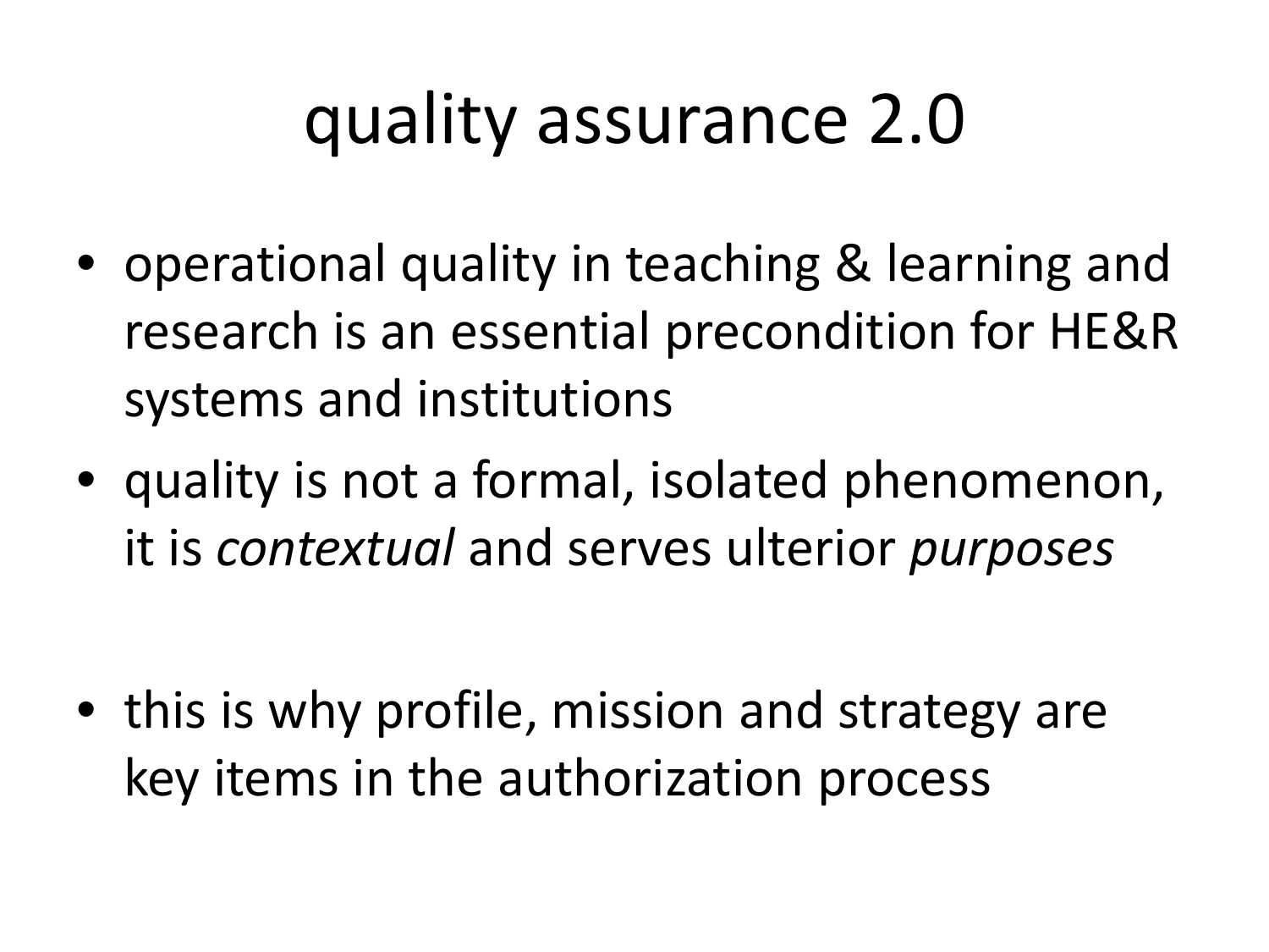# quality assurance 2.0

- operational quality in teaching & learning and research is an essential precondition for HE&R systems and institutions
- quality is not a formal, isolated phenomenon, it is *contextual* and serves ulterior *purposes*
- this is why profile, mission and strategy are key items in the authorization process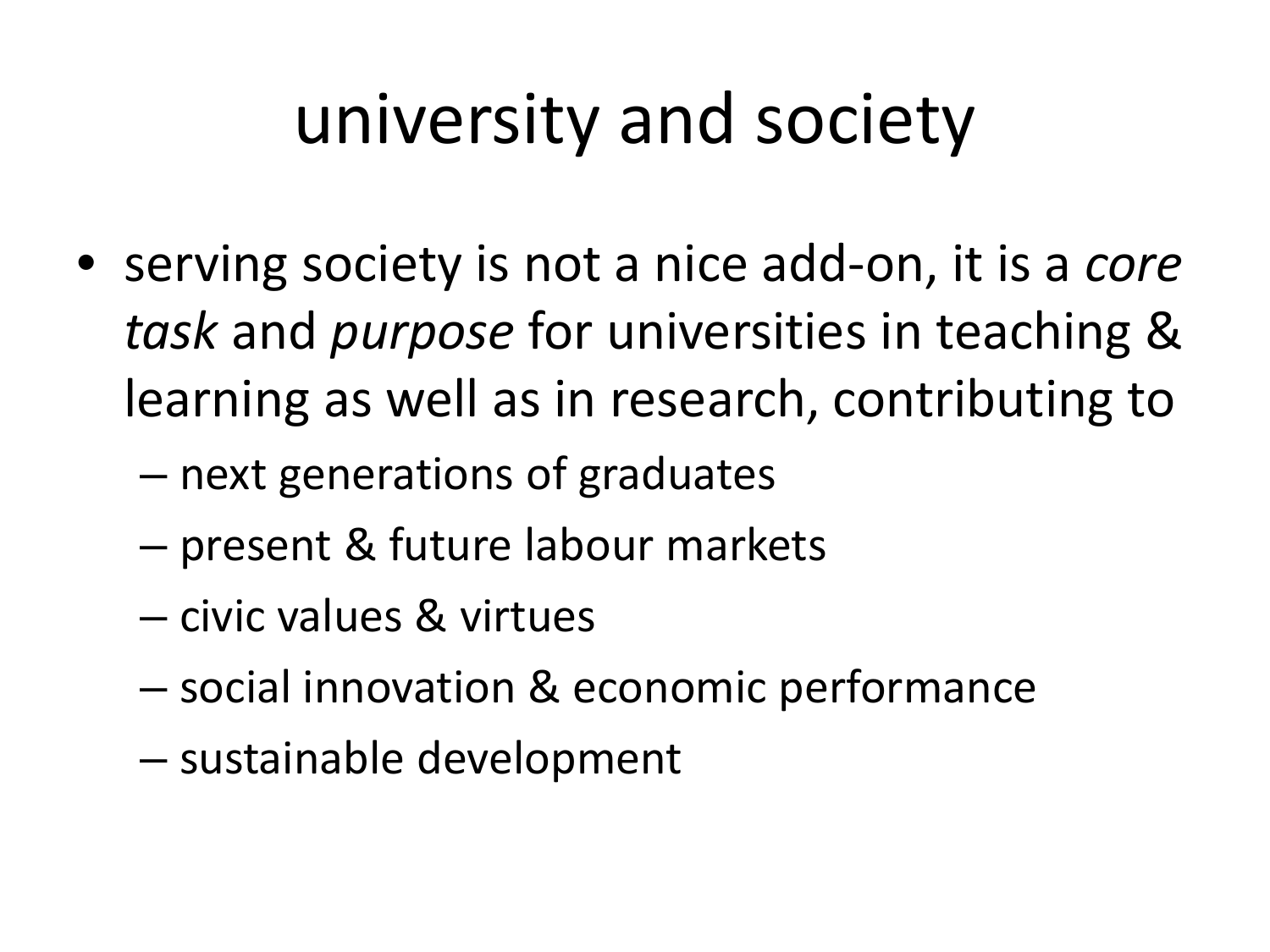# university and society

- serving society is not a nice add-on, it is a *core task* and *purpose* for universities in teaching & learning as well as in research, contributing to
  - next generations of graduates
  - present & future labour markets
  - civic values & virtues
  - social innovation & economic performance
  - sustainable development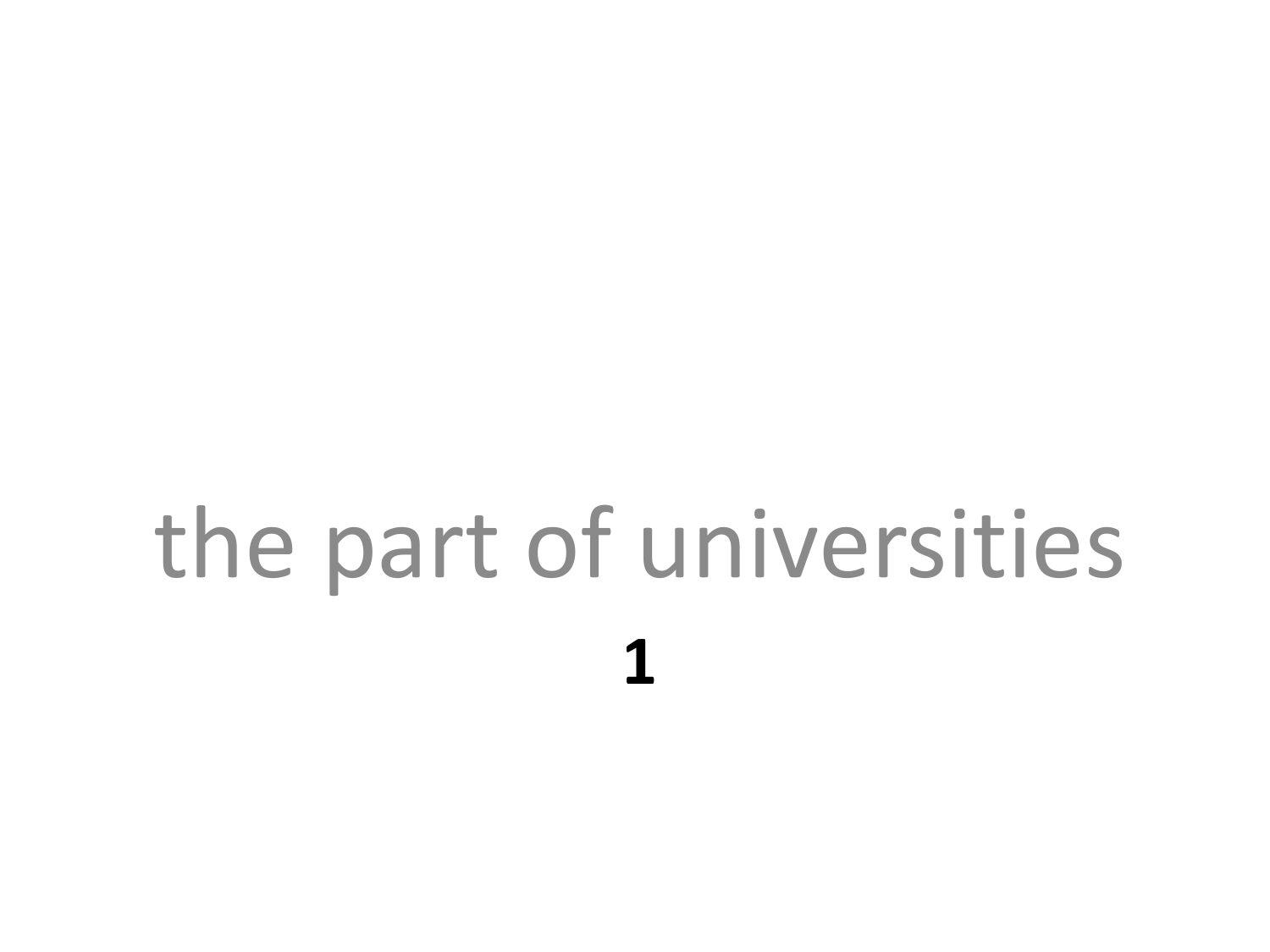# the part of universities

**1**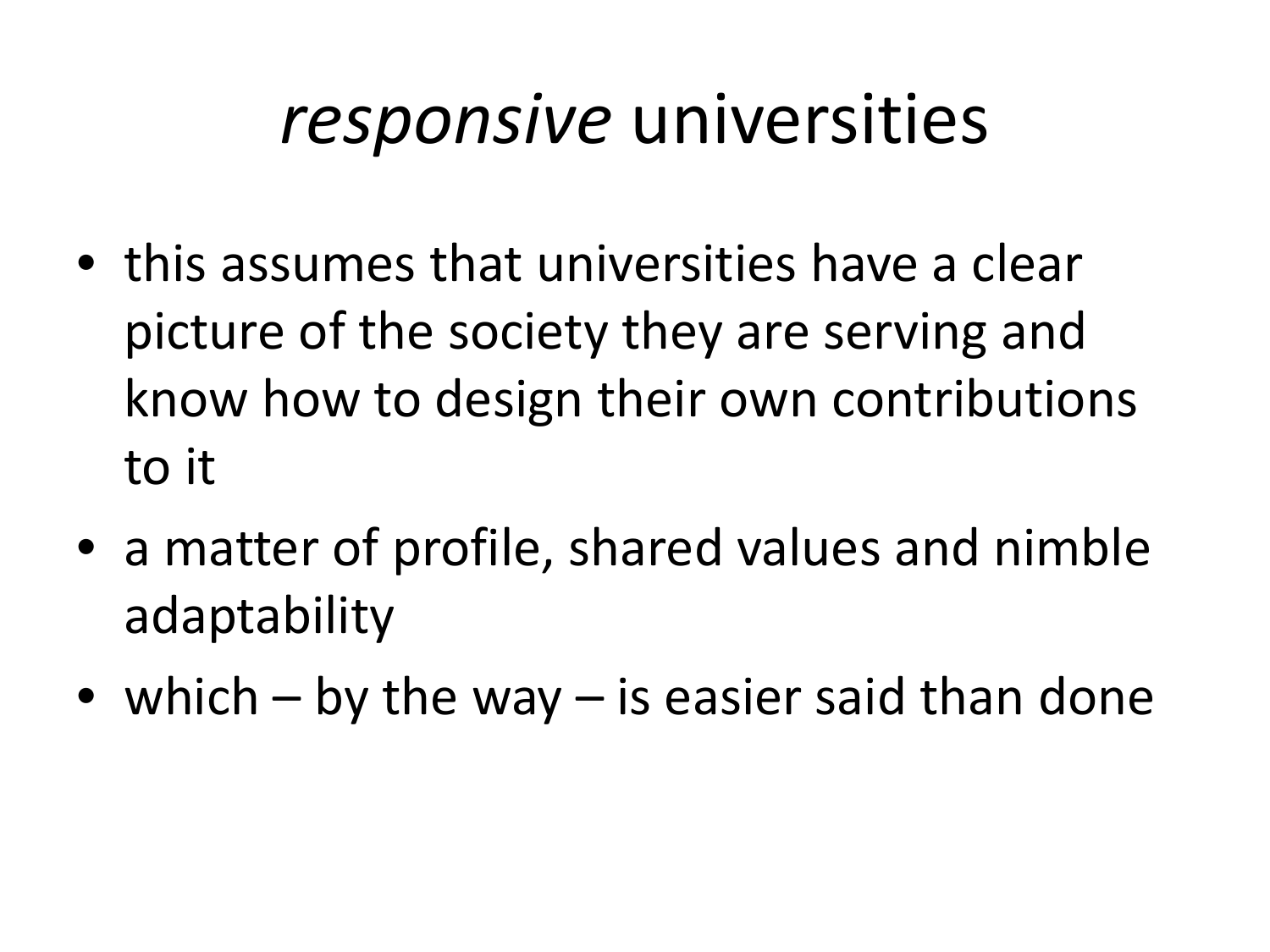# *responsive* universities

- this assumes that universities have a clear picture of the society they are serving and know how to design their own contributions to it
- a matter of profile, shared values and nimble adaptability
- which – by the way – is easier said than done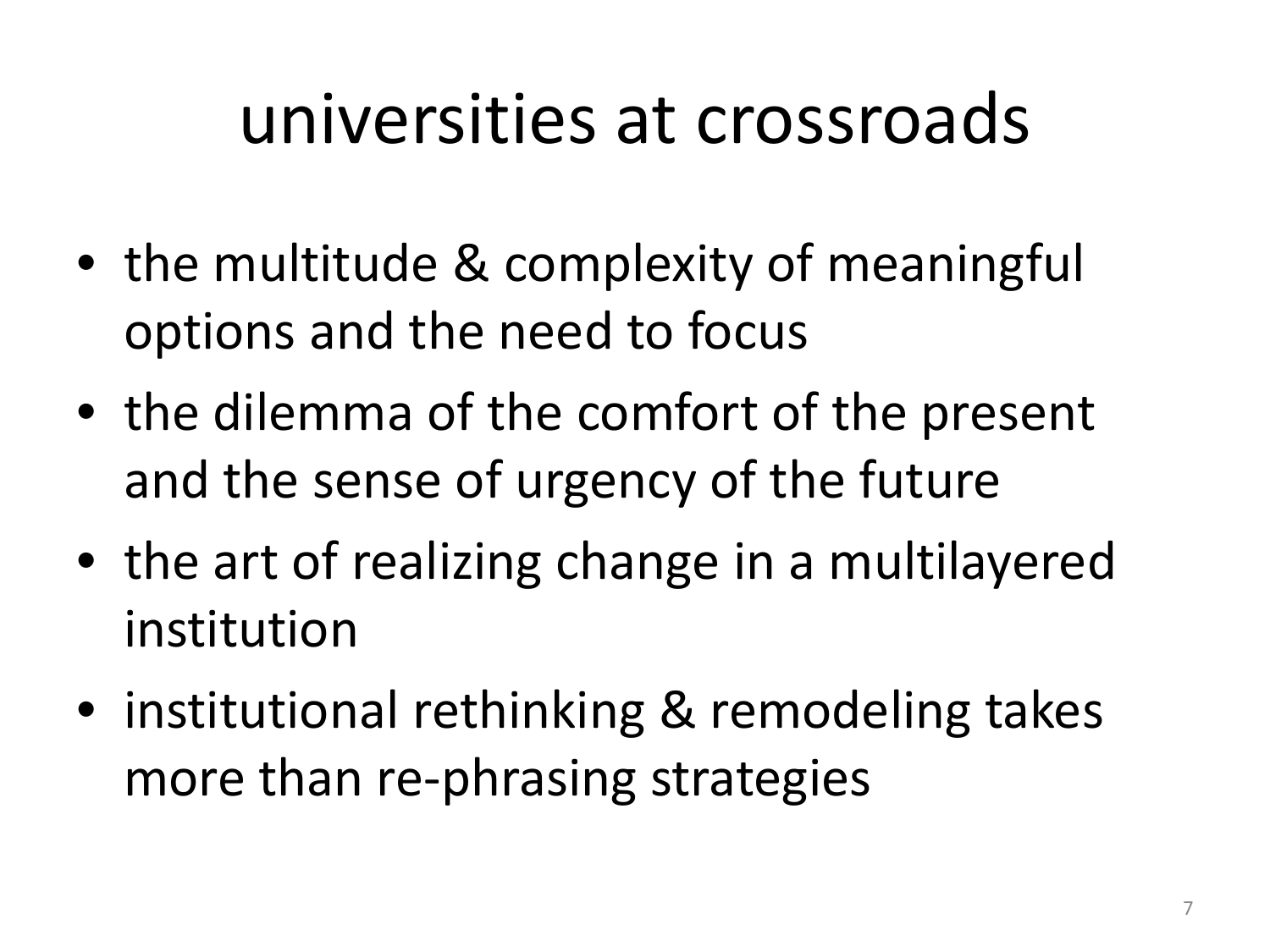# universities at crossroads

- the multitude & complexity of meaningful options and the need to focus
- the dilemma of the comfort of the present and the sense of urgency of the future
- the art of realizing change in a multilayered institution
- institutional rethinking & remodeling takes more than re-phrasing strategies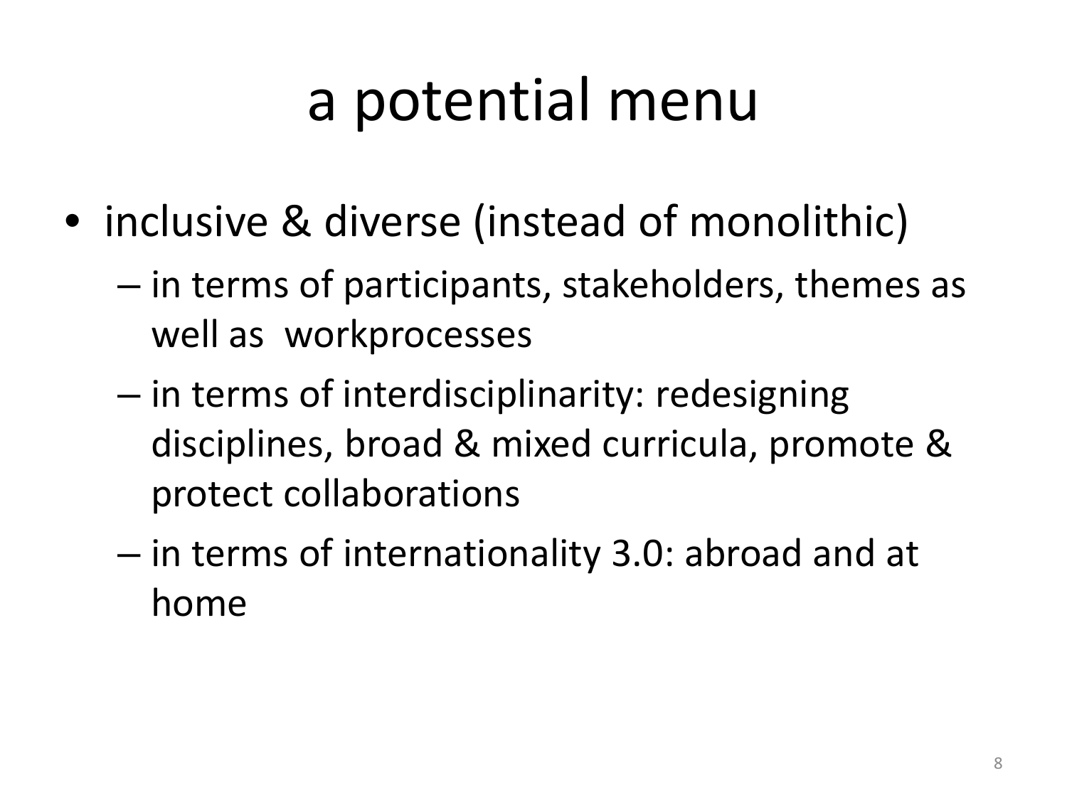# a potential menu

- inclusive & diverse (instead of monolithic)
  - in terms of participants, stakeholders, themes as well as workprocesses
  - in terms of interdisciplinarity: redesigning disciplines, broad & mixed curricula, promote & protect collaborations
  - in terms of internationality 3.0: abroad and at home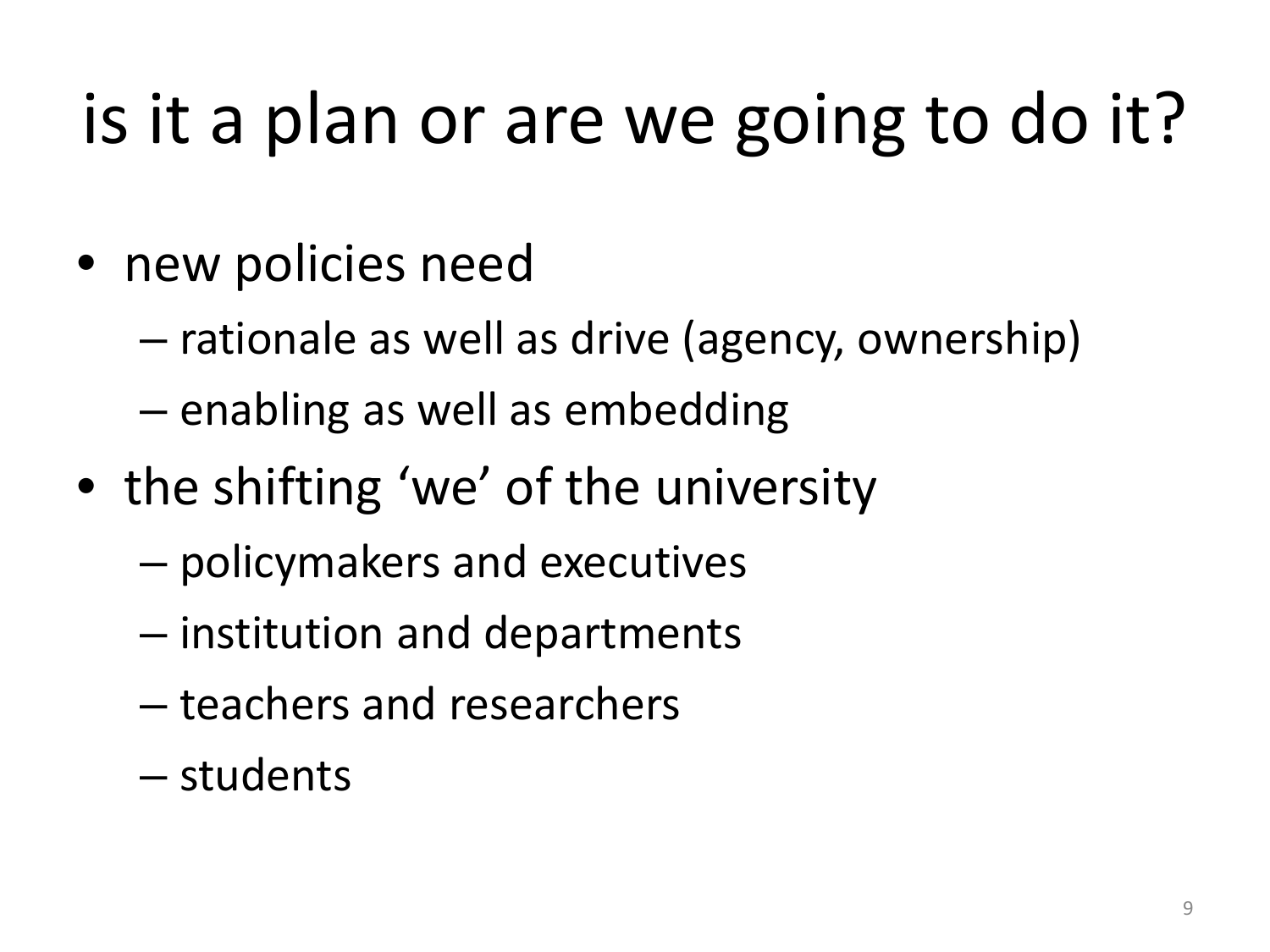# is it a plan or are we going to do it?

- new policies need
  - rationale as well as drive (agency, ownership)
  - enabling as well as embedding
- the shifting 'we' of the university
  - policymakers and executives
  - institution and departments
  - teachers and researchers
  - students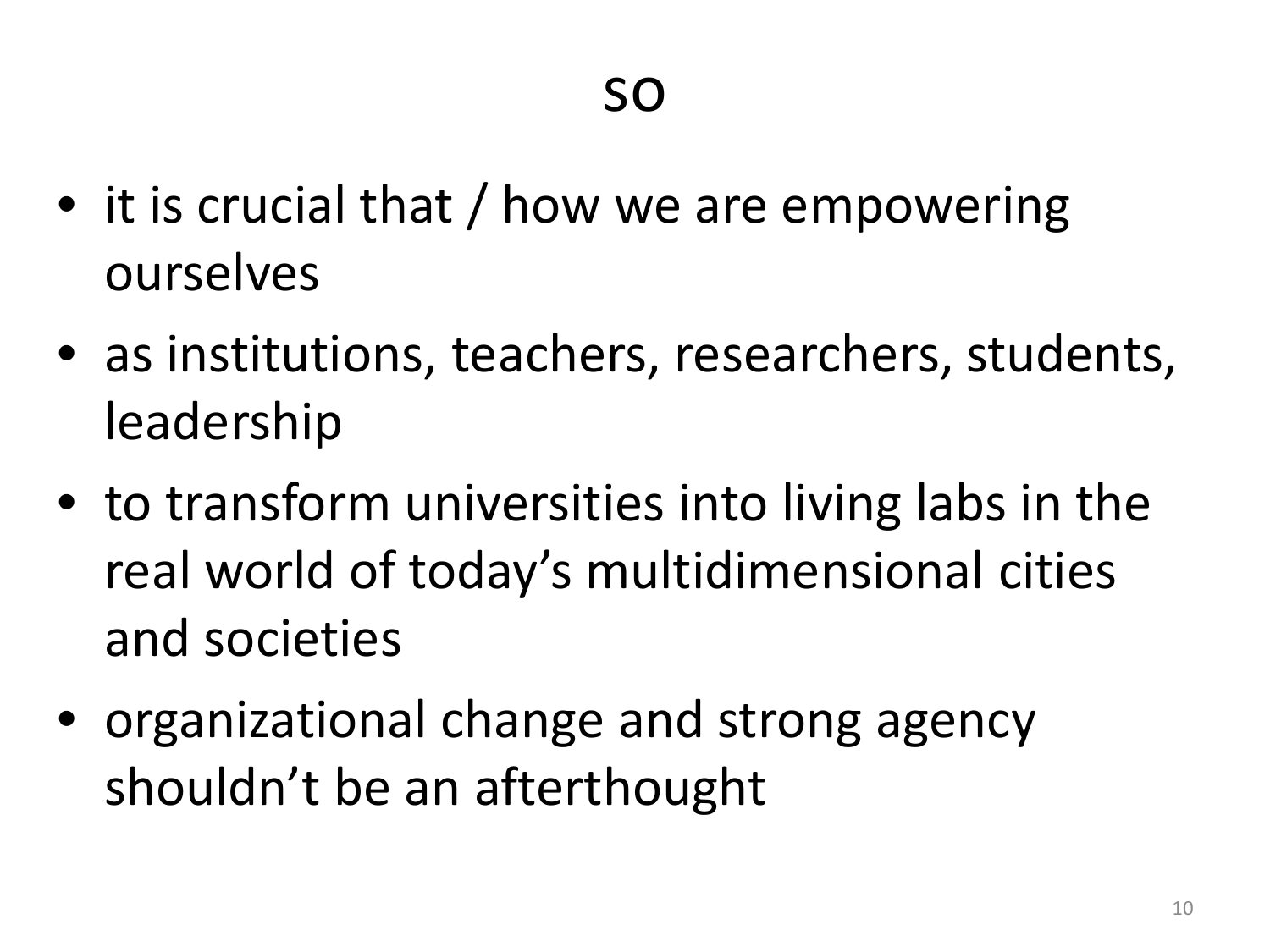# so

- it is crucial that / how we are empowering ourselves
- as institutions, teachers, researchers, students, leadership
- to transform universities into living labs in the real world of today's multidimensional cities and societies
- organizational change and strong agency shouldn't be an afterthought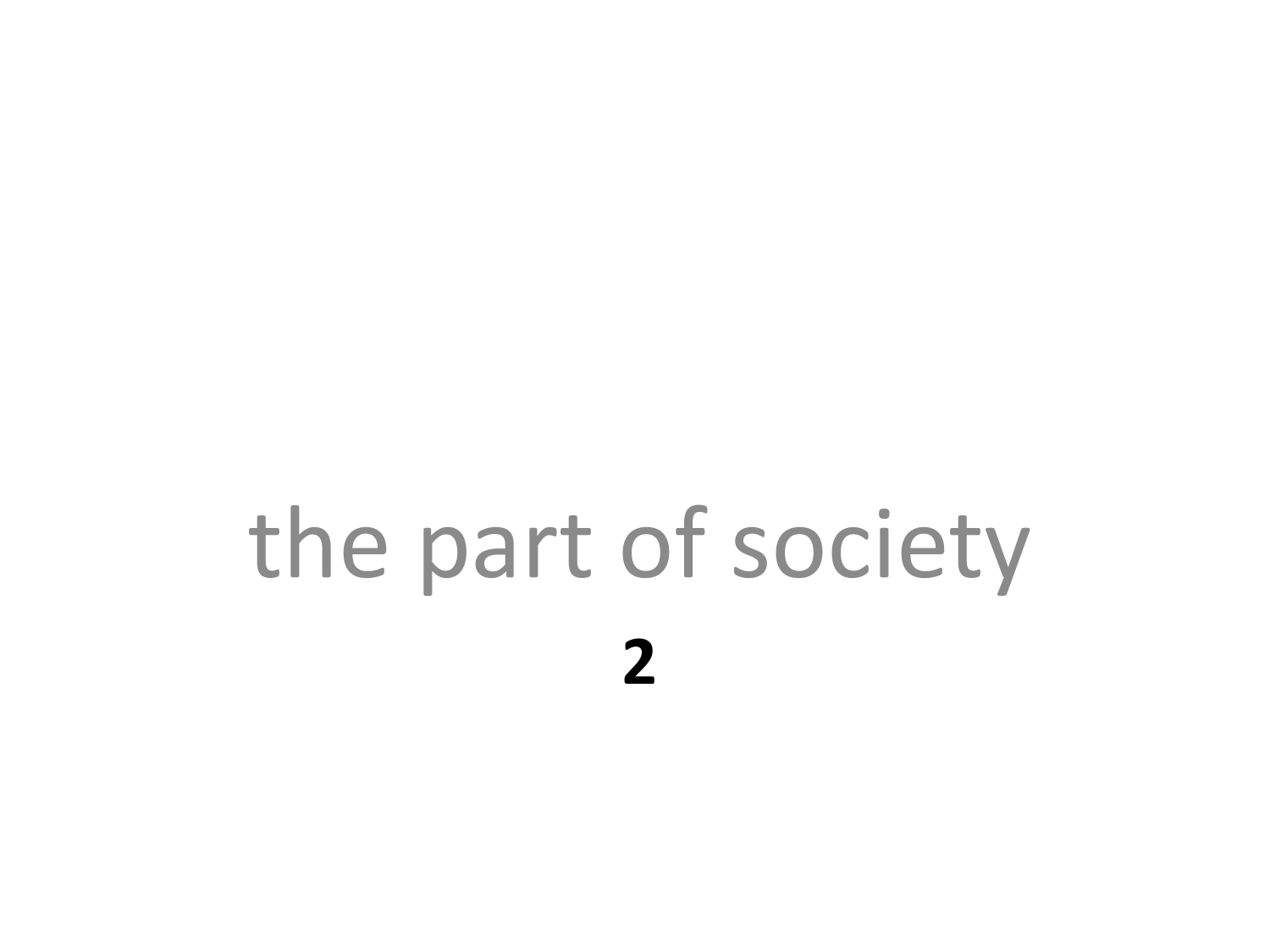the part of society

**2**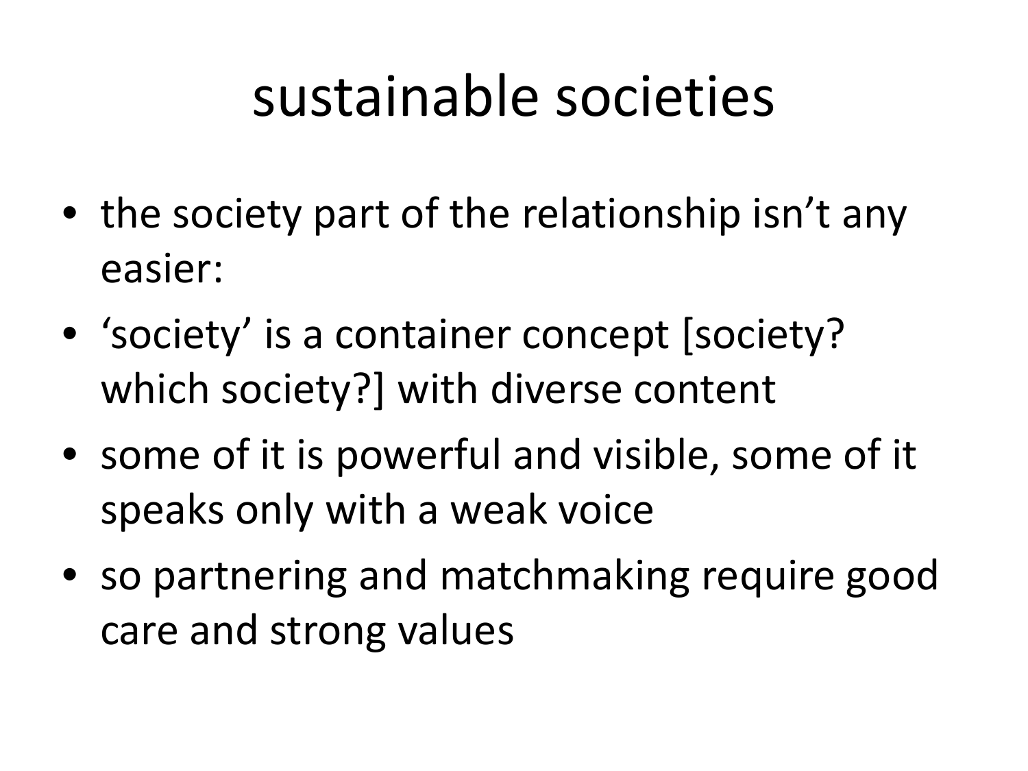# sustainable societies

- the society part of the relationship isn't any easier:
- 'society' is a container concept [society? which society?] with diverse content
- some of it is powerful and visible, some of it speaks only with a weak voice
- so partnering and matchmaking require good care and strong values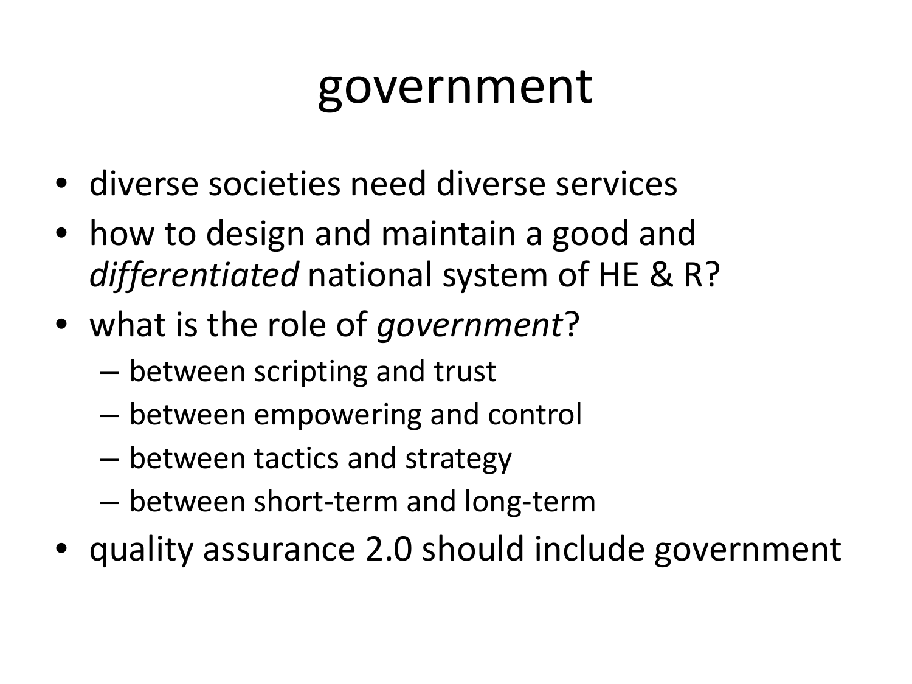# government

- diverse societies need diverse services
- how to design and maintain a good and *differentiated* national system of HE & R?
- what is the role of *government*?
  - between scripting and trust
  - between empowering and control
  - between tactics and strategy
  - between short-term and long-term
- quality assurance 2.0 should include government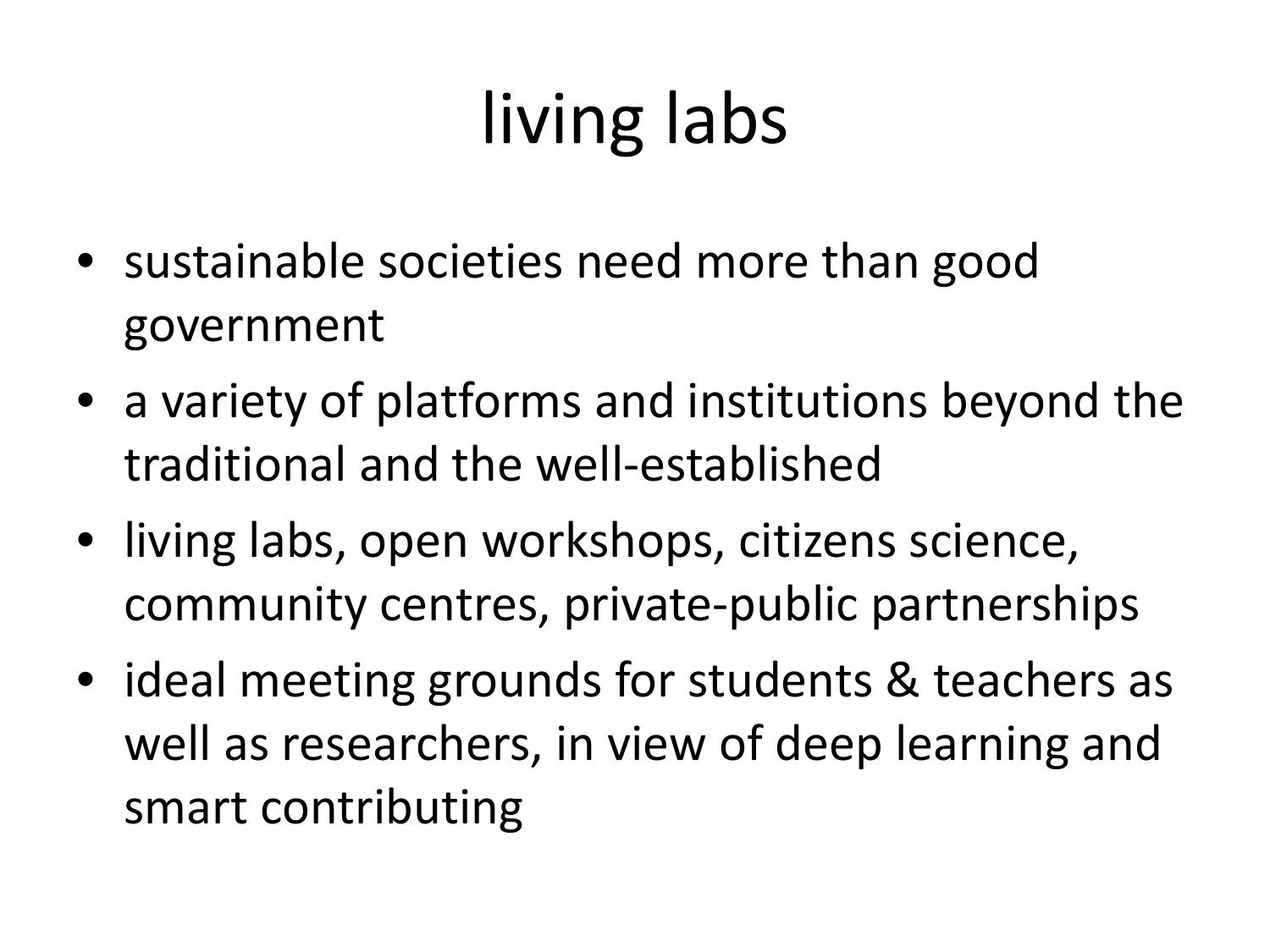# living labs

- sustainable societies need more than good government
- a variety of platforms and institutions beyond the traditional and the well-established
- living labs, open workshops, citizens science, community centres, private-public partnerships
- ideal meeting grounds for students & teachers as well as researchers, in view of deep learning and smart contributing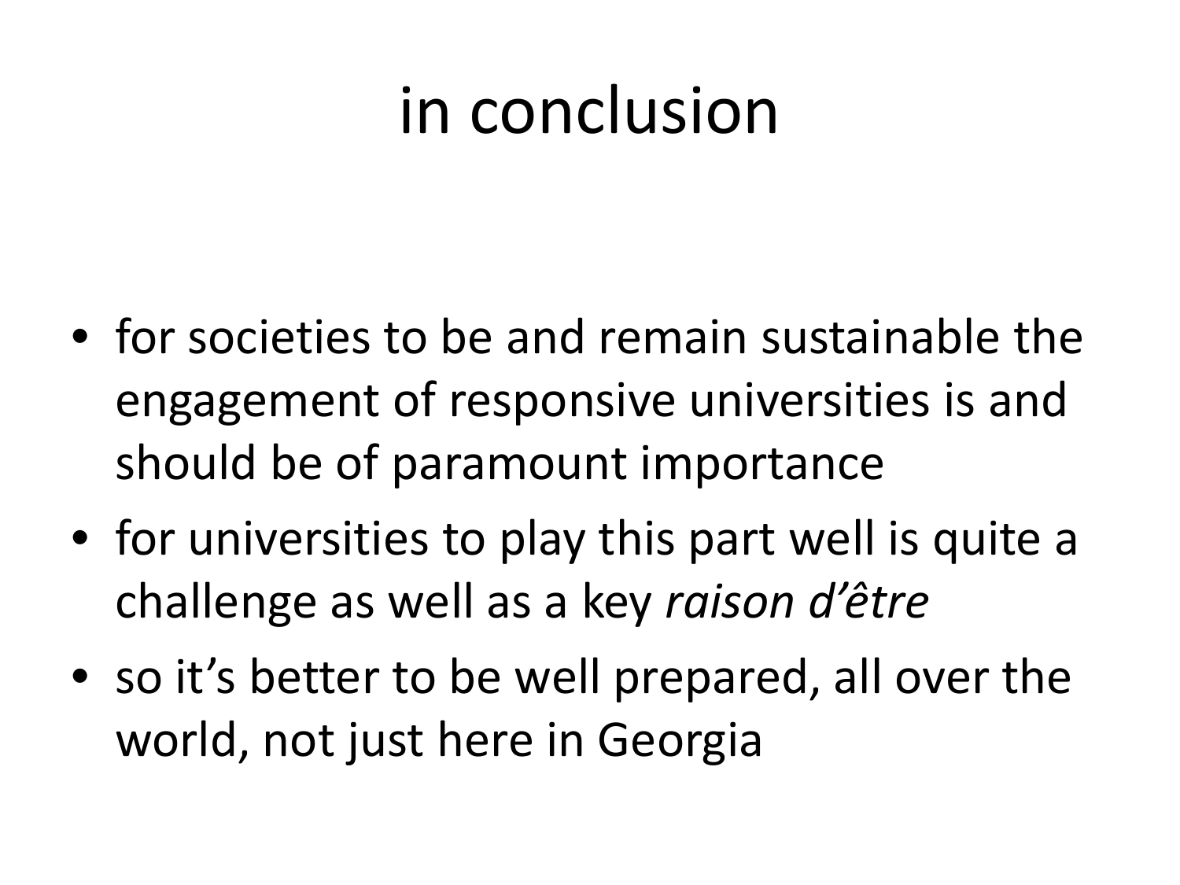# in conclusion

- for societies to be and remain sustainable the engagement of responsive universities is and should be of paramount importance
- for universities to play this part well is quite a challenge as well as a key *raison d'être*
- so it's better to be well prepared, all over the world, not just here in Georgia